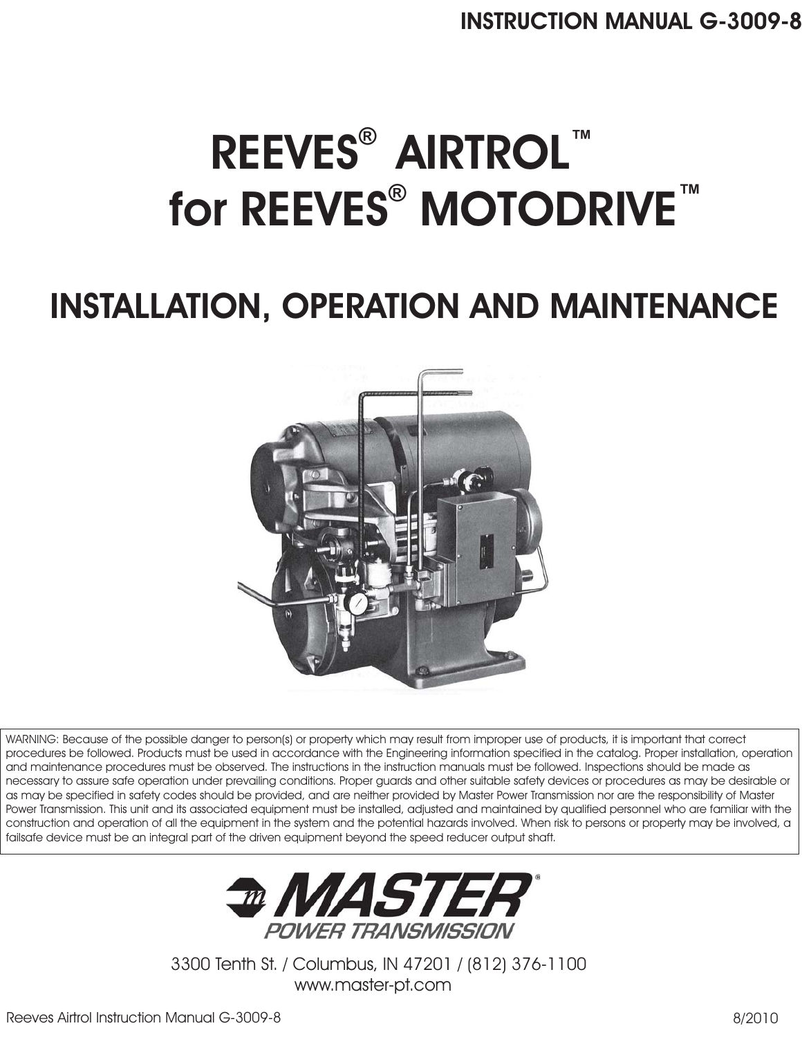# INSTRUCTION MANUAL G-3009-8

# REEVES® AIRTROL™ for REEVES® MOTODRIVE™

## INSTALLATION, OPERATION AND MAINTENANCE

WARNING: Because of the possible danger to person(s) or property which may result from improper use of products, it is important that correct procedures be followed. Products must be used in accordance with the Engineering information specified in the catalog. Proper installation, operation and maintenance procedures must be observed. The instructions in the instruction manuals must be followed. Inspections should be made as necessary to assure safe operation under prevailing conditions. Proper guards and other suitable safety devices or procedures as may be desirable or as may be specified in safety codes should be provided, and are neither provided by Master Power Transmission nor are the responsibility of Master Power Transmission. This unit and its associated equipment must be installed, adjusted and maintained by qualified personnel who are familiar with the construction and operation of all the equipment in the system and the potential hazards involved. When risk to persons or property may be involved, a failsafe device must be an integral part of the driven equipment beyond the speed reducer output shaft.

**MASTER® POWER TRANSMISSION**

3300 Tenth St. / Columbus, IN 47201 / (812) 376-1100
www.master-pt.com

8/2010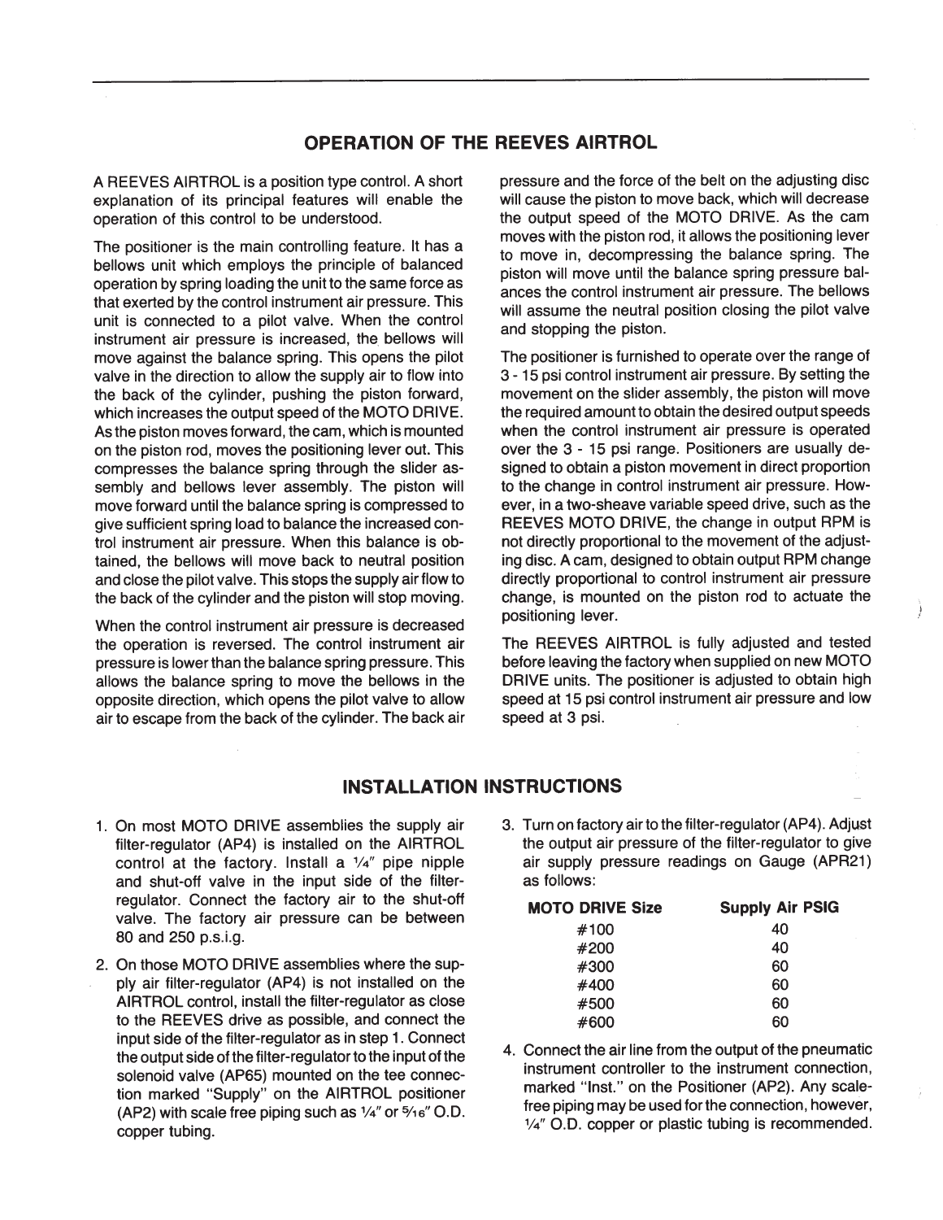## OPERATION OF THE REEVES AIRTROL

A REEVES AIRTROL is a position type control. A short explanation of its principal features will enable the operation of this control to be understood.

The positioner is the main controlling feature. It has a bellows unit which employs the principle of balanced operation by spring loading the unit to the same force as that exerted by the control instrument air pressure. This unit is connected to a pilot valve. When the control instrument air pressure is increased, the bellows will move against the balance spring. This opens the pilot valve in the direction to allow the supply air to flow into the back of the cylinder, pushing the piston forward, which increases the output speed of the MOTO DRIVE. As the piston moves forward, the cam, which is mounted on the piston rod, moves the positioning lever out. This compresses the balance spring through the slider assembly and bellows lever assembly. The piston will move forward until the balance spring is compressed to give sufficient spring load to balance the increased control instrument air pressure. When this balance is obtained, the bellows will move back to neutral position and close the pilot valve. This stops the supply air flow to the back of the cylinder and the piston will stop moving.

When the control instrument air pressure is decreased the operation is reversed. The control instrument air pressure is lower than the balance spring pressure. This allows the balance spring to move the bellows in the opposite direction, which opens the pilot valve to allow air to escape from the back of the cylinder. The back air pressure and the force of the belt on the adjusting disc will cause the piston to move back, which will decrease the output speed of the MOTO DRIVE. As the cam moves with the piston rod, it allows the positioning lever to move in, decompressing the balance spring. The piston will move until the balance spring pressure balances the control instrument air pressure. The bellows will assume the neutral position closing the pilot valve and stopping the piston.

The positioner is furnished to operate over the range of 3 - 15 psi control instrument air pressure. By setting the movement on the slider assembly, the piston will move the required amount to obtain the desired output speeds when the control instrument air pressure is operated over the 3 - 15 psi range. Positioners are usually designed to obtain a piston movement in direct proportion to the change in control instrument air pressure. However, in a two-sheave variable speed drive, such as the REEVES MOTO DRIVE, the change in output RPM is not directly proportional to the movement of the adjusting disc. A cam, designed to obtain output RPM change directly proportional to control instrument air pressure change, is mounted on the piston rod to actuate the positioning lever.

The REEVES AIRTROL is fully adjusted and tested before leaving the factory when supplied on new MOTO DRIVE units. The positioner is adjusted to obtain high speed at 15 psi control instrument air pressure and low speed at 3 psi.

## INSTALLATION INSTRUCTIONS

1. On most MOTO DRIVE assemblies the supply air filter-regulator (AP4) is installed on the AIRTROL control at the factory. Install a 1/4" pipe nipple and shut-off valve in the input side of the filter-regulator. Connect the factory air to the shut-off valve. The factory air pressure can be between 80 and 250 p.s.i.g.
2. On those MOTO DRIVE assemblies where the supply air filter-regulator (AP4) is not installed on the AIRTROL control, install the filter-regulator as close to the REEVES drive as possible, and connect the input side of the filter-regulator as in step 1. Connect the output side of the filter-regulator to the input of the solenoid valve (AP65) mounted on the tee connection marked "Supply" on the AIRTROL positioner (AP2) with scale free piping such as 1/4" or 5/16" O.D. copper tubing.
3. Turn on factory air to the filter-regulator (AP4). Adjust the output air pressure of the filter-regulator to give air supply pressure readings on Gauge (APR21) as follows:

| MOTO DRIVE Size | Supply Air PSIG |
|---|---|
| #100 | 40 |
| #200 | 40 |
| #300 | 60 |
| #400 | 60 |
| #500 | 60 |
| #600 | 60 |

4. Connect the air line from the output of the pneumatic instrument controller to the instrument connection, marked "Inst." on the Positioner (AP2). Any scale-free piping may be used for the connection, however, 1/4" O.D. copper or plastic tubing is recommended.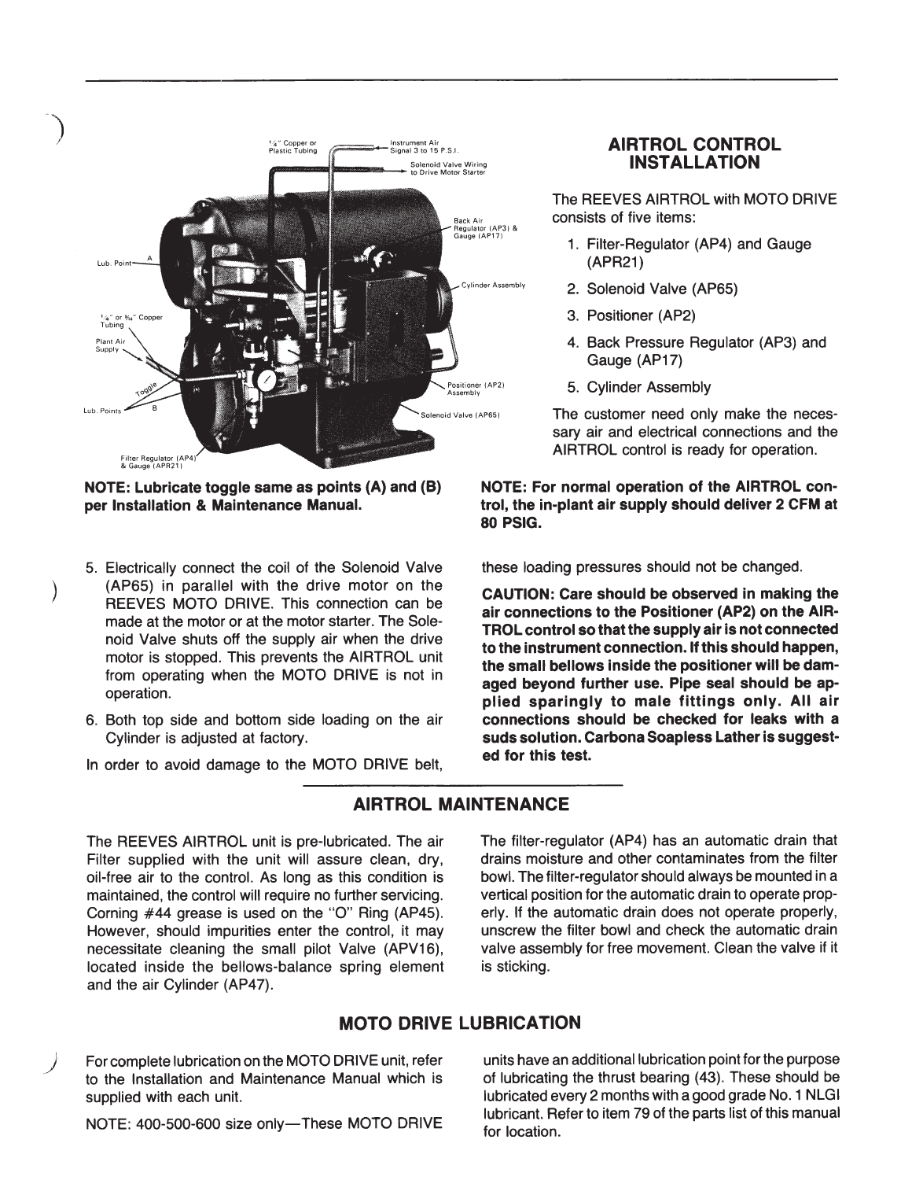NOTE: **Lubricate toggle same as points (A) and (B) per Installation & Maintenance Manual.**

## AIRTROL CONTROL INSTALLATION

The REEVES AIRTROL with MOTO DRIVE consists of five items:

1. Filter-Regulator (AP4) and Gauge (APR21)
2. Solenoid Valve (AP65)
3. Positioner (AP2)
4. Back Pressure Regulator (AP3) and Gauge (AP17)
5. Cylinder Assembly

The customer need only make the necessary air and electrical connections and the AIRTROL control is ready for operation.

**NOTE: For normal operation of the AIRTROL control, the in-plant air supply should deliver 2 CFM at 80 PSIG.**

5. Electrically connect the coil of the Solenoid Valve (AP65) in parallel with the drive motor on the REEVES MOTO DRIVE. This connection can be made at the motor or at the motor starter. The Solenoid Valve shuts off the supply air when the drive motor is stopped. This prevents the AIRTROL unit from operating when the MOTO DRIVE is not in operation.
6. Both top side and bottom side loading on the air Cylinder is adjusted at factory.

In order to avoid damage to the MOTO DRIVE belt, these loading pressures should not be changed.

**CAUTION: Care should be observed in making the air connections to the Positioner (AP2) on the AIRTROL control so that the supply air is not connected to the instrument connection. If this should happen, the small bellows inside the positioner will be damaged beyond further use. Pipe seal should be applied sparingly to male fittings only. All air connections should be checked for leaks with a suds solution. Carbona Soapless Lather is suggested for this test.**

## AIRTROL MAINTENANCE

The REEVES AIRTROL unit is pre-lubricated. The air Filter supplied with the unit will assure clean, dry, oil-free air to the control. As long as this condition is maintained, the control will require no further servicing. Corning #44 grease is used on the "O" Ring (AP45). However, should impurities enter the control, it may necessitate cleaning the small pilot Valve (APV16), located inside the bellows-balance spring element and the air Cylinder (AP47).

The filter-regulator (AP4) has an automatic drain that drains moisture and other contaminates from the filter bowl. The filter-regulator should always be mounted in a vertical position for the automatic drain to operate properly. If the automatic drain does not operate properly, unscrew the filter bowl and check the automatic drain valve assembly for free movement. Clean the valve if it is sticking.

## MOTO DRIVE LUBRICATION

For complete lubrication on the MOTO DRIVE unit, refer to the Installation and Maintenance Manual which is supplied with each unit.

NOTE: 400-500-600 size only—These MOTO DRIVE units have an additional lubrication point for the purpose of lubricating the thrust bearing (43). These should be lubricated every 2 months with a good grade No. 1 NLGI lubricant. Refer to item 79 of the parts list of this manual for location.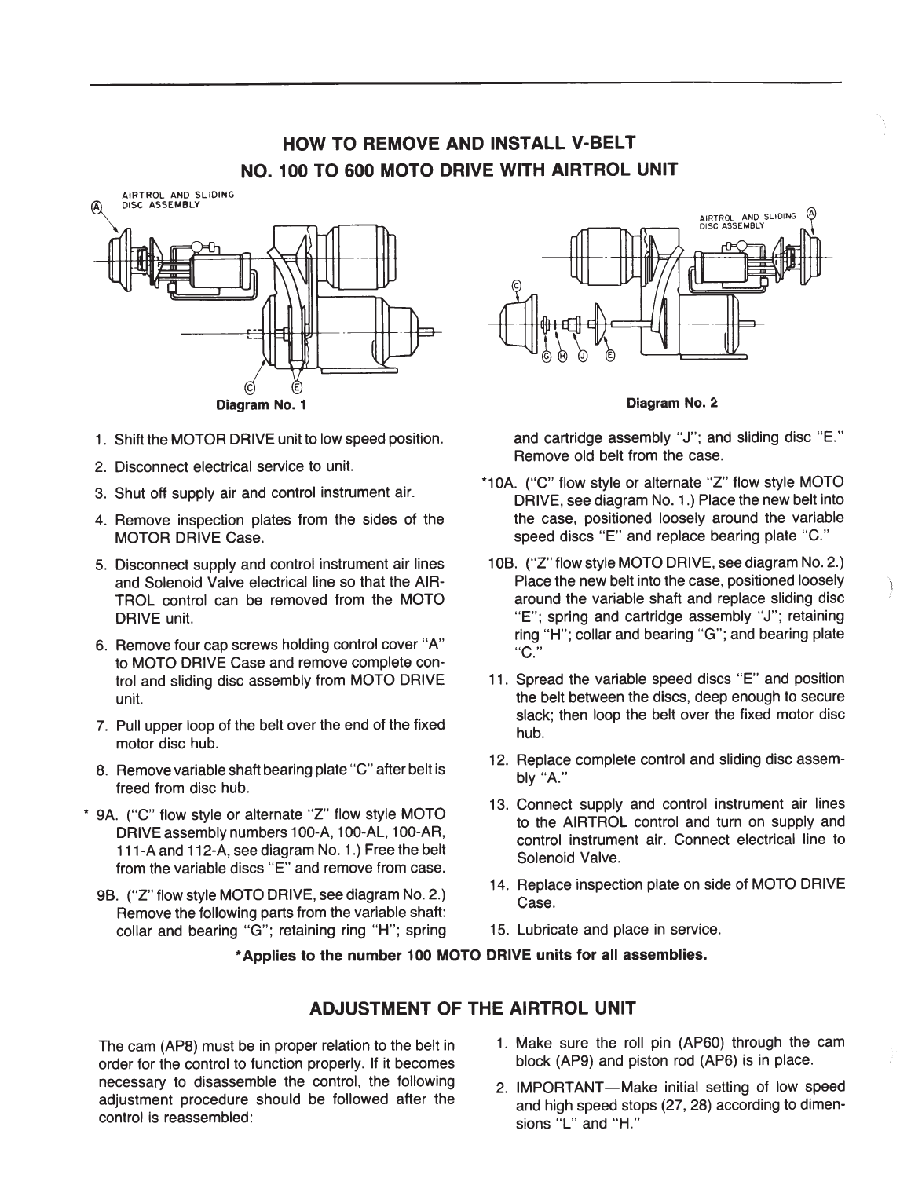## HOW TO REMOVE AND INSTALL V-BELT
## NO. 100 TO 600 MOTO DRIVE WITH AIRTROL UNIT

Diagram No. 1

Diagram No. 2

1. Shift the MOTOR DRIVE unit to low speed position.
2. Disconnect electrical service to unit.
3. Shut off supply air and control instrument air.
4. Remove inspection plates from the sides of the MOTOR DRIVE Case.
5. Disconnect supply and control instrument air lines and Solenoid Valve electrical line so that the AIRTROL control can be removed from the MOTO DRIVE unit.
6. Remove four cap screws holding control cover "A" to MOTO DRIVE Case and remove complete control and sliding disc assembly from MOTO DRIVE unit.
7. Pull upper loop of the belt over the end of the fixed motor disc hub.
8. Remove variable shaft bearing plate "C" after belt is freed from disc hub.

\* 9A. ("C" flow style or alternate "Z" flow style MOTO DRIVE assembly numbers 100-A, 100-AL, 100-AR, 111-A and 112-A, see diagram No. 1.) Free the belt from the variable discs "E" and remove from case.

9B. ("Z" flow style MOTO DRIVE, see diagram No. 2.) Remove the following parts from the variable shaft: collar and bearing "G"; retaining ring "H"; spring and cartridge assembly "J"; and sliding disc "E." Remove old belt from the case.

\*10A. ("C" flow style or alternate "Z" flow style MOTO DRIVE, see diagram No. 1.) Place the new belt into the case, positioned loosely around the variable speed discs "E" and replace bearing plate "C."

10B. ("Z" flow style MOTO DRIVE, see diagram No. 2.) Place the new belt into the case, positioned loosely around the variable shaft and replace sliding disc "E"; spring and cartridge assembly "J"; retaining ring "H"; collar and bearing "G"; and bearing plate "C."

11. Spread the variable speed discs "E" and position the belt between the discs, deep enough to secure slack; then loop the belt over the fixed motor disc hub.
12. Replace complete control and sliding disc assembly "A."
13. Connect supply and control instrument air lines to the AIRTROL control and turn on supply and control instrument air. Connect electrical line to Solenoid Valve.
14. Replace inspection plate on side of MOTO DRIVE Case.
15. Lubricate and place in service.

**\*Applies to the number 100 MOTO DRIVE units for all assemblies.**

## ADJUSTMENT OF THE AIRTROL UNIT

The cam (AP8) must be in proper relation to the belt in order for the control to function properly. If it becomes necessary to disassemble the control, the following adjustment procedure should be followed after the control is reassembled:

1. Make sure the roll pin (AP60) through the cam block (AP9) and piston rod (AP6) is in place.
2. IMPORTANT—Make initial setting of low speed and high speed stops (27, 28) according to dimensions "L" and "H."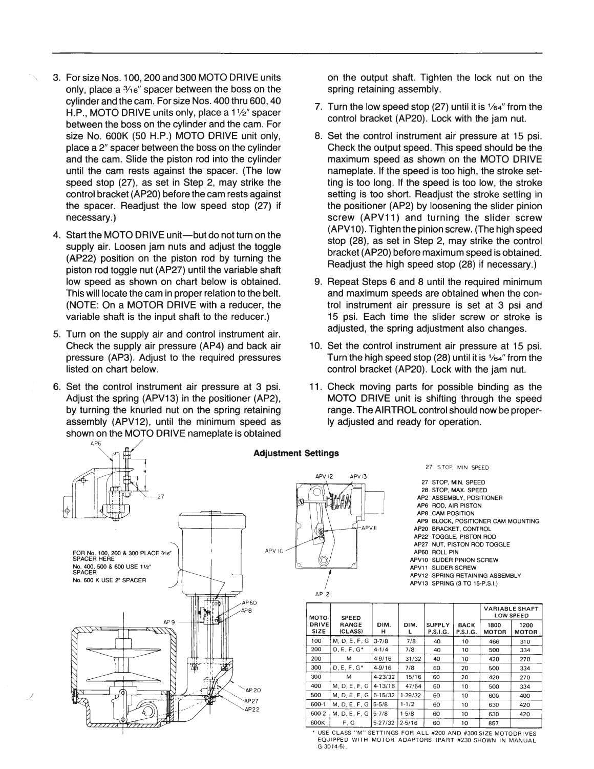3. For size Nos. 100, 200 and 300 MOTO DRIVE units only, place a 3/16" spacer between the boss on the cylinder and the cam. For size Nos. 400 thru 600, 40 H.P., MOTO DRIVE units only, place a 1½" spacer between the boss on the cylinder and the cam. For size No. 600K (50 H.P.) MOTO DRIVE unit only, place a 2" spacer between the boss on the cylinder and the cam. Slide the piston rod into the cylinder until the cam rests against the spacer. (The low speed stop (27), as set in Step 2, may strike the control bracket (AP20) before the cam rests against the spacer. Readjust the low speed stop (27) if necessary.)

4. Start the MOTO DRIVE unit—but do not turn on the supply air. Loosen jam nuts and adjust the toggle (AP22) position on the piston rod by turning the piston rod toggle nut (AP27) until the variable shaft low speed as shown on chart below is obtained. This will locate the cam in proper relation to the belt. (NOTE: On a MOTOR DRIVE with a reducer, the variable shaft is the input shaft to the reducer.)

5. Turn on the supply air and control instrument air. Check the supply air pressure (AP4) and back air pressure (AP3). Adjust to the required pressures listed on chart below.

6. Set the control instrument air pressure at 3 psi. Adjust the spring (APV13) in the positioner (AP2), by turning the knurled nut on the spring retaining assembly (APV12), until the minimum speed as shown on the MOTO DRIVE nameplate is obtained on the output shaft. Tighten the lock nut on the spring retaining assembly.

7. Turn the low speed stop (27) until it is 1/64" from the control bracket (AP20). Lock with the jam nut.

8. Set the control instrument air pressure at 15 psi. Check the output speed. This speed should be the maximum speed as shown on the MOTO DRIVE nameplate. If the speed is too high, the stroke setting is too long. If the speed is too low, the stroke setting is too short. Readjust the stroke setting in the positioner (AP2) by loosening the slider pinion screw (APV11) and turning the slider screw (APV10). Tighten the pinion screw. (The high speed stop (28), as set in Step 2, may strike the control bracket (AP20) before maximum speed is obtained. Readjust the high speed stop (28) if necessary.)

9. Repeat Steps 6 and 8 until the required minimum and maximum speeds are obtained when the control instrument air pressure is set at 3 psi and 15 psi. Each time the slider screw or stroke is adjusted, the spring adjustment also changes.

10. Set the control instrument air pressure at 15 psi. Turn the high speed stop (28) until it is 1/64" from the control bracket (AP20). Lock with the jam nut.

11. Check moving parts for possible binding as the MOTO DRIVE unit is shifting through the speed range. The AIRTROL control should now be properly adjusted and ready for operation.

## Adjustment Settings

FOR No. 100, 200 & 300 PLACE 3/16" SPACER HERE
No. 400, 500 & 600 USE 1½" SPACER
No. 600 K USE 2" SPACER

- 27 STOP, MIN. SPEED
- 28 STOP, MAX. SPEED
- AP2 ASSEMBLY, POSITIONER
- AP6 ROD, AIR PISTON
- AP8 CAM POSITION
- AP9 BLOCK, POSITIONER CAM MOUNTING
- AP20 BRACKET, CONTROL
- AP22 TOGGLE, PISTON ROD
- AP27 NUT, PISTON ROD TOGGLE
- AP60 ROLL PIN
- APV10 SLIDER PINION SCREW
- APV11 SLIDER SCREW
- APV12 SPRING RETAINING ASSEMBLY
- APV13 SPRING (3 TO 15-P.S.I.)

| MOTO-DRIVE SIZE | SPEED RANGE (CLASS) | DIM. H | DIM. L | SUPPLY P.S.I.G. | BACK P.S.I.G. | VARIABLE SHAFT LOW SPEED | |
|---|---|---|---|---|---|---|---|
| | | | | | | 1800 MOTOR | 1200 MOTOR |
| 100 | M, D, E, F, G | 3-7/8 | 7/8 | 40 | 10 | 466 | 310 |
| 200 | D, E, F, G* | 4-1/4 | 7/8 | 40 | 10 | 500 | 334 |
| 200 | M | 4-9/16 | 31/32 | 40 | 10 | 420 | 270 |
| 300 | D, E, F, G* | 4-9/16 | 7/8 | 60 | 20 | 500 | 334 |
| 300 | M | 4-23/32 | 15/16 | 60 | 20 | 420 | 270 |
| 400 | M, D, E, F, G | 4-13/16 | 47/64 | 60 | 10 | 500 | 334 |
| 500 | M, D, E, F, G | 5-15/32 | 1-29/32 | 60 | 10 | 600 | 400 |
| 600-1 | M, D, E, F, G | 5-5/8 | 1-1/2 | 60 | 10 | 630 | 420 |
| 600-2 | M, D, E, F, G | 5-7/8 | 1-5/8 | 60 | 10 | 630 | 420 |
| 600K | F, G | 5-27/32 | 2-5/16 | 60 | 10 | 857 | |

* USE CLASS "M" SETTINGS FOR ALL #200 AND #300 SIZE MOTODRIVES EQUIPPED WITH MOTOR ADAPTORS (PART #230 SHOWN IN MANUAL G-3014-5).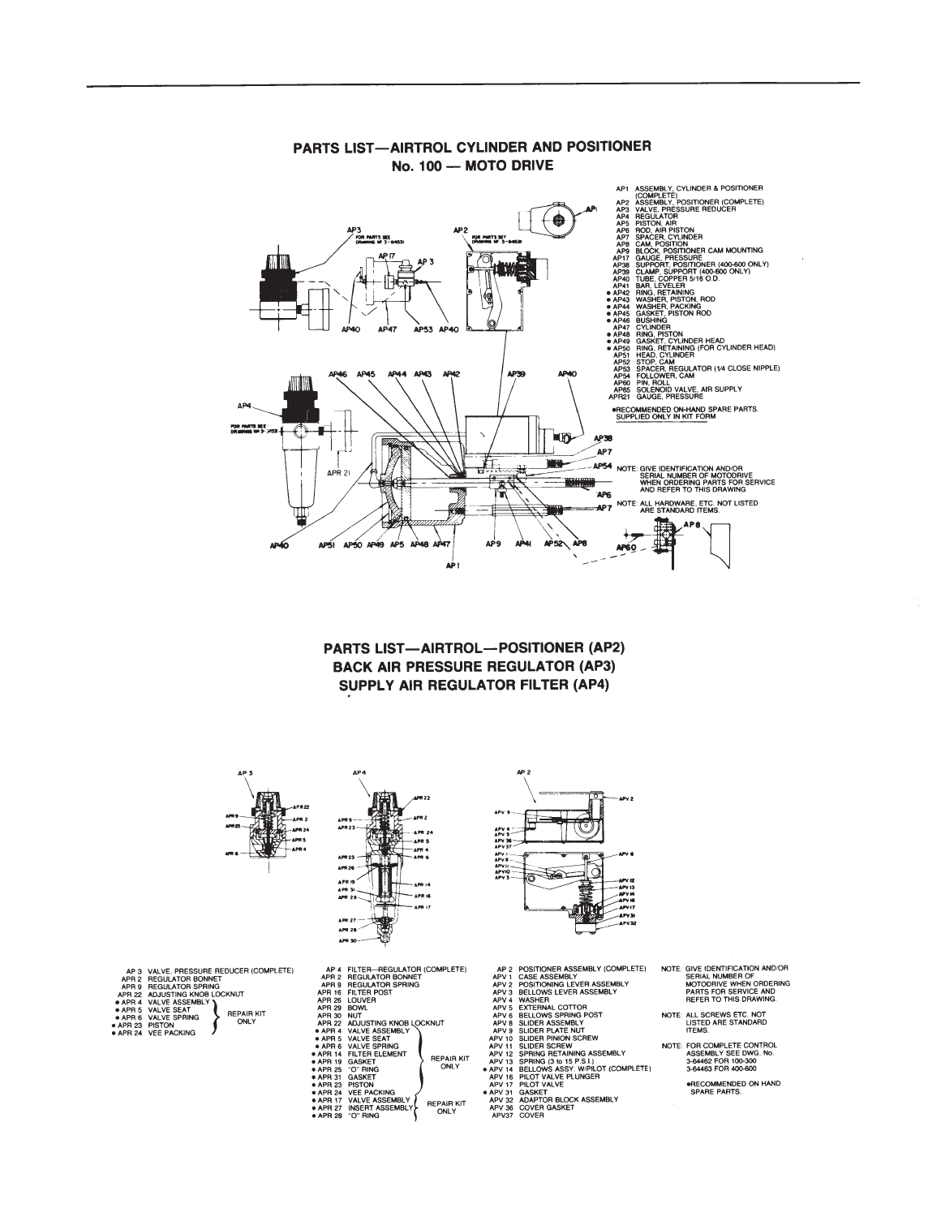## PARTS LIST—AIRTROL CYLINDER AND POSITIONER
## No. 100 — MOTO DRIVE

- AP1 ASSEMBLY, CYLINDER & POSITIONER (COMPLETE)
- AP2 ASSEMBLY, POSITIONER (COMPLETE)
- AP3 VALVE, PRESSURE REDUCER
- AP4 REGULATOR
- AP5 PISTON, AIR
- AP6 ROD, AIR PISTON
- AP7 SPACER, CYLINDER
- AP8 CAM, POSITION
- AP9 BLOCK, POSITIONER CAM MOUNTING
- AP17 GAUGE, PRESSURE
- AP38 SUPPORT, POSITIONER (400-600 ONLY)
- AP39 CLAMP, SUPPORT (400-600 ONLY)
- AP40 TUBE, COPPER 5/16 O.D.
- AP41 BAR, LEVELER
- • AP42 RING, RETAINING
- • AP43 WASHER, PISTON, ROD
- • AP44 WASHER, PACKING
- • AP45 GASKET, PISTON ROD
- • AP46 BUSHING
- AP47 CYLINDER
- • AP48 RING, PISTON
- • AP49 GASKET, CYLINDER HEAD
- • AP50 RING, RETAINING (FOR CYLINDER HEAD)
- AP51 HEAD, CYLINDER
- AP52 STOP, CAM
- AP53 SPACER, REGULATOR (1/4 CLOSE NIPPLE)
- AP54 FOLLOWER, CAM
- AP60 PIN, ROLL
- AP65 SOLENOID VALVE, AIR SUPPLY
- APR21 GAUGE, PRESSURE

•RECOMMENDED ON-HAND SPARE PARTS. SUPPLIED ONLY IN KIT FORM

NOTE: GIVE IDENTIFICATION AND/OR SERIAL NUMBER OF MOTODRIVE WHEN ORDERING PARTS FOR SERVICE AND REFER TO THIS DRAWING

NOTE: ALL HARDWARE, ETC. NOT LISTED ARE STANDARD ITEMS.

## PARTS LIST—AIRTROL—POSITIONER (AP2)
## BACK AIR PRESSURE REGULATOR (AP3)
## SUPPLY AIR REGULATOR FILTER (AP4)

- AP 3 VALVE, PRESSURE REDUCER (COMPLETE)
- APR 2 REGULATOR BONNET
- APR 9 REGULATOR SPRING
- APR 22 ADJUSTING KNOB LOCKNUT
- • APR 4 VALVE ASSEMBLY (REPAIR KIT ONLY)
- • APR 5 VALVE SEAT (REPAIR KIT ONLY)
- • APR 6 VALVE SPRING (REPAIR KIT ONLY)
- • APR 23 PISTON (REPAIR KIT ONLY)
- • APR 24 VEE PACKING (REPAIR KIT ONLY)

- AP 4 FILTER—REGULATOR (COMPLETE)
- APR 2 REGULATOR BONNET
- APR 9 REGULATOR SPRING
- APR 16 FILTER POST
- APR 26 LOUVER
- APR 29 BOWL
- APR 30 NUT
- APR 22 ADJUSTING KNOB LOCKNUT
- • APR 4 VALVE ASSEMBLY (REPAIR KIT ONLY)
- • APR 5 VALVE SEAT (REPAIR KIT ONLY)
- • APR 6 VALVE SPRING (REPAIR KIT ONLY)
- • APR 14 FILTER ELEMENT (REPAIR KIT ONLY)
- • APR 19 GASKET (REPAIR KIT ONLY)
- • APR 25 "O" RING (REPAIR KIT ONLY)
- • APR 31 GASKET (REPAIR KIT ONLY)
- • APR 23 PISTON (REPAIR KIT ONLY)
- • APR 24 VEE PACKING (REPAIR KIT ONLY)
- • APR 17 VALVE ASSEMBLY (REPAIR KIT ONLY)
- • APR 27 INSERT ASSEMBLY (REPAIR KIT ONLY)
- • APR 28 "O" RING (REPAIR KIT ONLY)

- AP 2 POSITIONER ASSEMBLY (COMPLETE)
- APV 1 CASE ASSEMBLY
- APV 2 POSITIONING LEVER ASSEMBLY
- APV 3 BELLOWS LEVER ASSEMBLY
- APV 4 WASHER
- APV 5 EXTERNAL COTTOR
- APV 6 BELLOWS SPRING POST
- APV 8 SLIDER ASSEMBLY
- APV 9 SLIDER PLATE NUT
- APV 10 SLIDER PINION SCREW
- APV 11 SLIDER SCREW
- APV 12 SPRING RETAINING ASSEMBLY
- APV 13 SPRING (3 to 15 P.S.I.)
- • APV 14 BELLOWS ASSY. W/PILOT (COMPLETE)
- APV 16 PILOT VALVE PLUNGER
- APV 17 PILOT VALVE
- • APV 31 GASKET
- APV 32 ADAPTOR BLOCK ASSEMBLY
- APV 36 COVER GASKET
- APV37 COVER

NOTE: GIVE IDENTIFICATION AND/OR SERIAL NUMBER OF MOTODRIVE WHEN ORDERING PARTS FOR SERVICE AND REFER TO THIS DRAWING.

NOTE: ALL SCREWS ETC. NOT LISTED ARE STANDARD ITEMS.

NOTE: FOR COMPLETE CONTROL ASSEMBLY SEE DWG. No. 3-64462 FOR 100-300, 3-64463 FOR 400-600

•RECOMMENDED ON HAND SPARE PARTS.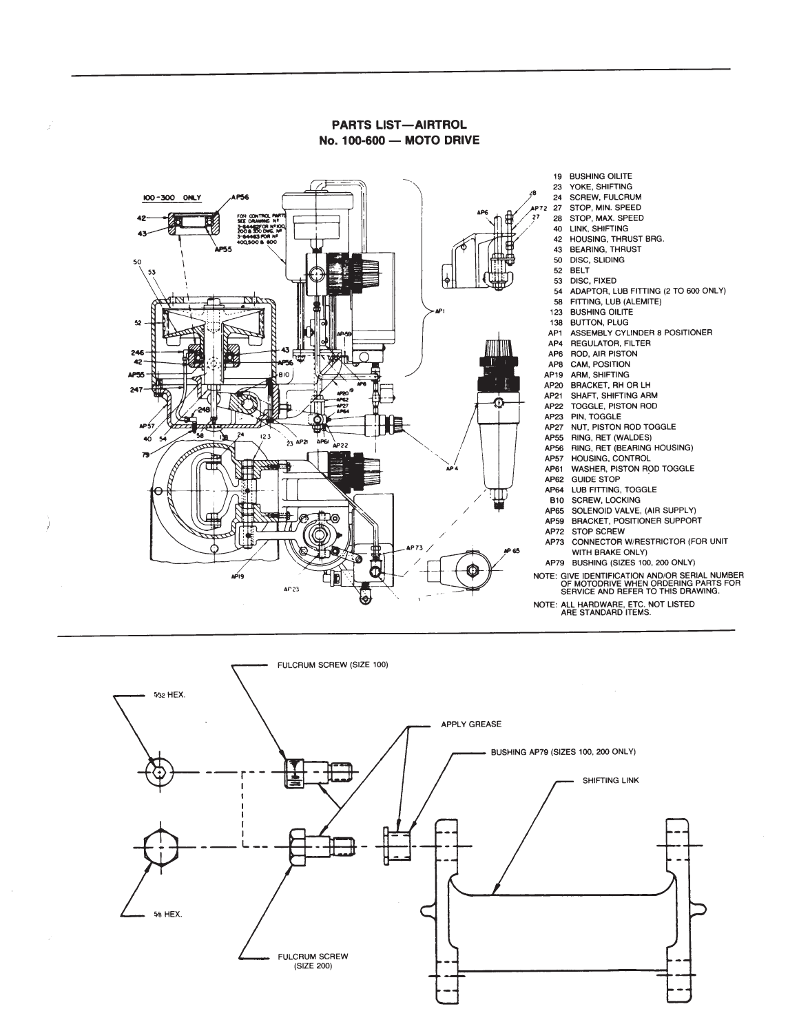## PARTS LIST—AIRTROL
## No. 100-600 — MOTO DRIVE

- 19 BUSHING OILITE
- 23 YOKE, SHIFTING
- 24 SCREW, FULCRUM
- 27 STOP, MIN. SPEED
- 28 STOP, MAX. SPEED
- 40 LINK, SHIFTING
- 42 HOUSING, THRUST BRG.
- 43 BEARING, THRUST
- 50 DISC, SLIDING
- 52 BELT
- 53 DISC, FIXED
- 54 ADAPTOR, LUB FITTING (2 TO 600 ONLY)
- 58 FITTING, LUB (ALEMITE)
- 123 BUSHING OILITE
- 138 BUTTON, PLUG
- AP1 ASSEMBLY CYLINDER 8 POSITIONER
- AP4 REGULATOR, FILTER
- AP6 ROD, AIR PISTON
- AP8 CAM, POSITION
- AP19 ARM, SHIFTING
- AP20 BRACKET, RH OR LH
- AP21 SHAFT, SHIFTING ARM
- AP22 TOGGLE, PISTON ROD
- AP23 PIN, TOGGLE
- AP27 NUT, PISTON ROD TOGGLE
- AP55 RING, RET (WALDES)
- AP56 RING, RET (BEARING HOUSING)
- AP57 HOUSING, CONTROL
- AP61 WASHER, PISTON ROD TOGGLE
- AP62 GUIDE STOP
- AP64 LUB FITTING, TOGGLE
- B10 SCREW, LOCKING
- AP65 SOLENOID VALVE, (AIR SUPPLY)
- AP59 BRACKET, POSITIONER SUPPORT
- AP72 STOP SCREW
- AP73 CONNECTOR W/RESTRICTOR (FOR UNIT WITH BRAKE ONLY)
- AP79 BUSHING (SIZES 100, 200 ONLY)

NOTE: GIVE IDENTIFICATION AND/OR SERIAL NUMBER OF MOTODRIVE WHEN ORDERING PARTS FOR SERVICE AND REFER TO THIS DRAWING.

NOTE: ALL HARDWARE, ETC. NOT LISTED ARE STANDARD ITEMS.

100-300 ONLY

FOR CONTROL PARTS SEE DRAWING No 3-64462 FOR No 100, 200 & 300 DWG. No 3-64463 FOR No 400, 500 & 600

5/32 HEX.

FULCRUM SCREW (SIZE 100)

APPLY GREASE

BUSHING AP79 (SIZES 100, 200 ONLY)

SHIFTING LINK

5/8 HEX.

FULCRUM SCREW (SIZE 200)